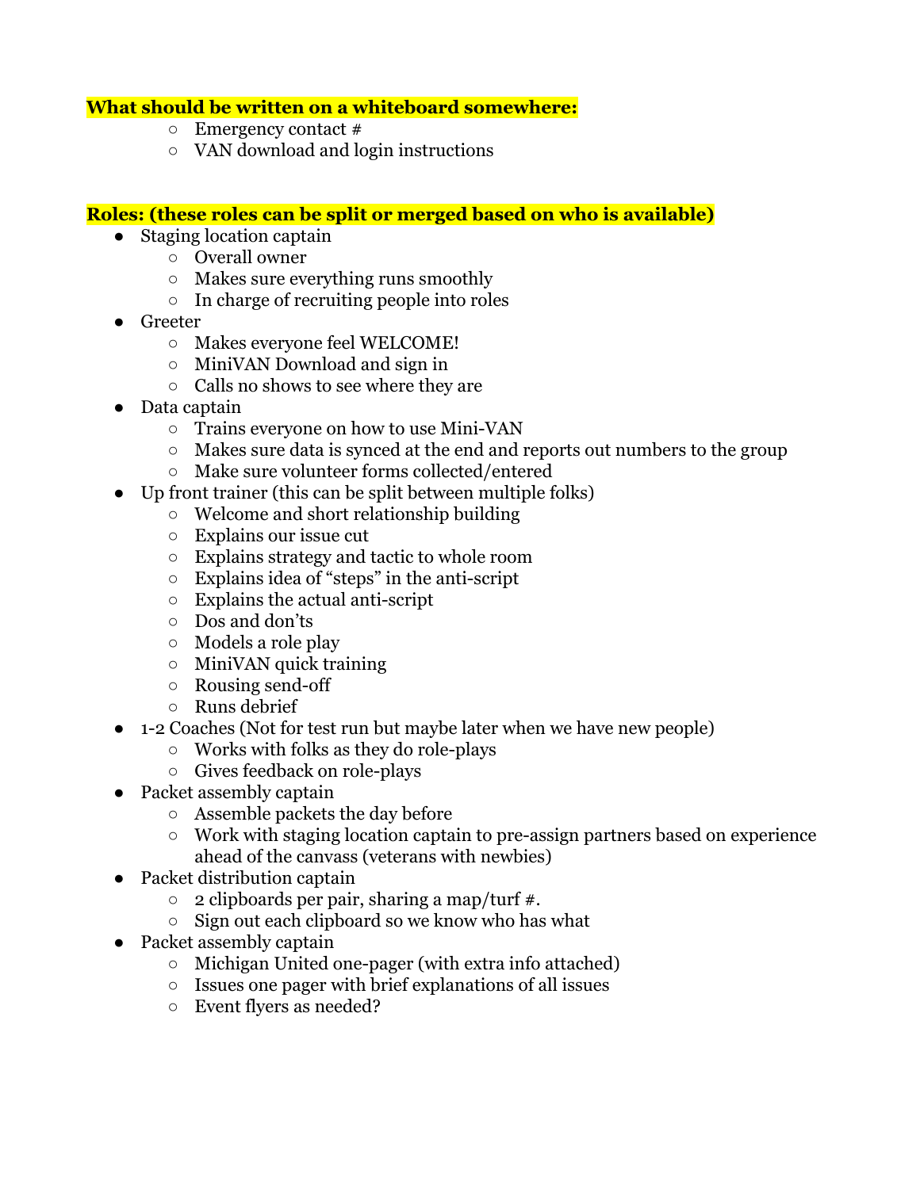**What should be written on a whiteboard somewhere:**

- Emergency contact #
- VAN download and login instructions

**Roles: (these roles can be split or merged based on who is available)**

- Staging location captain
  - Overall owner
  - Makes sure everything runs smoothly
  - In charge of recruiting people into roles
- Greeter
  - Makes everyone feel WELCOME!
  - MiniVAN Download and sign in
  - Calls no shows to see where they are
- Data captain
  - Trains everyone on how to use Mini-VAN
  - Makes sure data is synced at the end and reports out numbers to the group
  - Make sure volunteer forms collected/entered
- Up front trainer (this can be split between multiple folks)
  - Welcome and short relationship building
  - Explains our issue cut
  - Explains strategy and tactic to whole room
  - Explains idea of "steps" in the anti-script
  - Explains the actual anti-script
  - Dos and don'ts
  - Models a role play
  - MiniVAN quick training
  - Rousing send-off
  - Runs debrief
- 1-2 Coaches (Not for test run but maybe later when we have new people)
  - Works with folks as they do role-plays
  - Gives feedback on role-plays
- Packet assembly captain
  - Assemble packets the day before
  - Work with staging location captain to pre-assign partners based on experience ahead of the canvass (veterans with newbies)
- Packet distribution captain
  - 2 clipboards per pair, sharing a map/turf #.
  - Sign out each clipboard so we know who has what
- Packet assembly captain
  - Michigan United one-pager (with extra info attached)
  - Issues one pager with brief explanations of all issues
  - Event flyers as needed?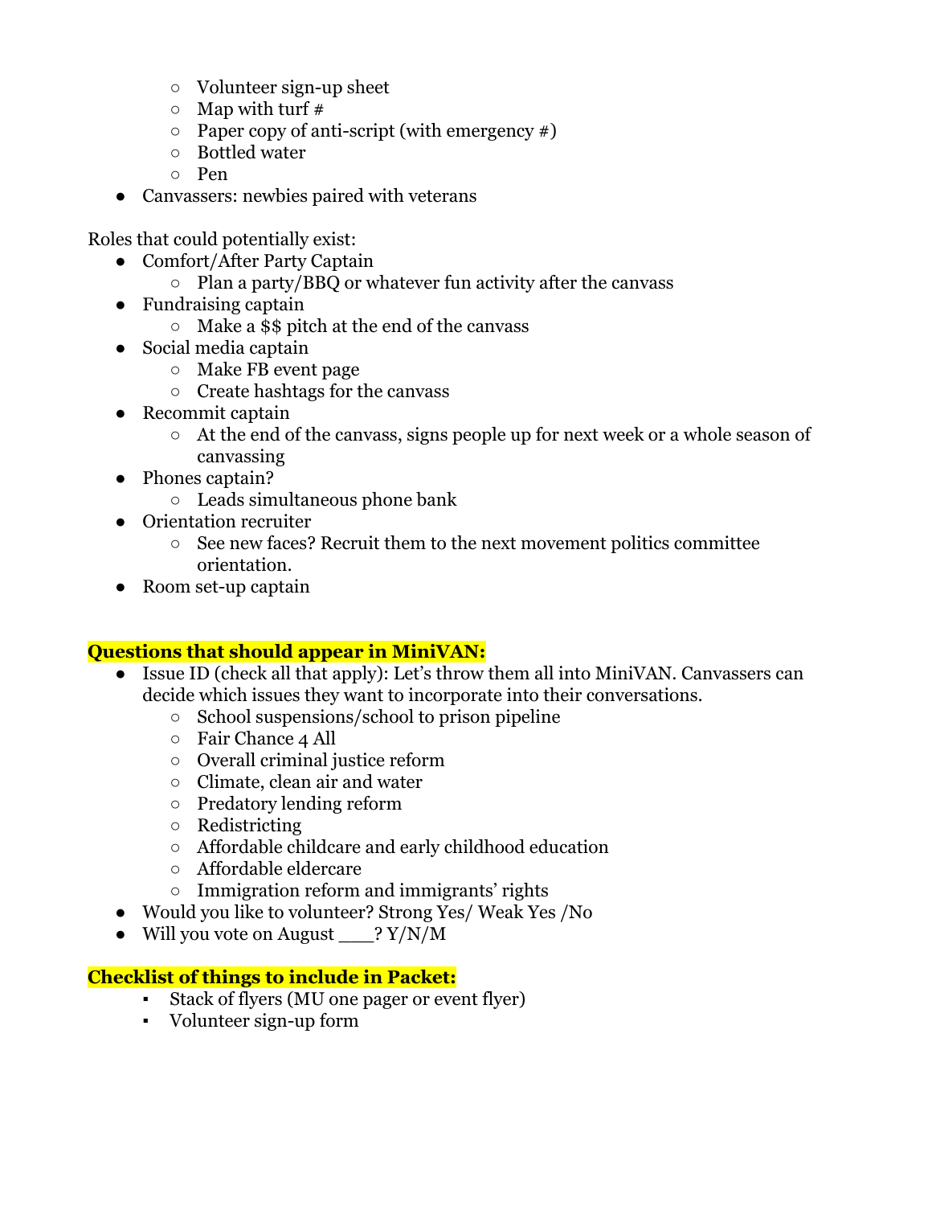- Volunteer sign-up sheet
    - Map with turf #
    - Paper copy of anti-script (with emergency #)
    - Bottled water
    - Pen
- Canvassers: newbies paired with veterans

Roles that could potentially exist:

- Comfort/After Party Captain
    - Plan a party/BBQ or whatever fun activity after the canvass
- Fundraising captain
    - Make a $$ pitch at the end of the canvass
- Social media captain
    - Make FB event page
    - Create hashtags for the canvass
- Recommit captain
    - At the end of the canvass, signs people up for next week or a whole season of canvassing
- Phones captain?
    - Leads simultaneous phone bank
- Orientation recruiter
    - See new faces? Recruit them to the next movement politics committee orientation.
- Room set-up captain

**Questions that should appear in MiniVAN:**

- Issue ID (check all that apply): Let's throw them all into MiniVAN. Canvassers can decide which issues they want to incorporate into their conversations.
    - School suspensions/school to prison pipeline
    - Fair Chance 4 All
    - Overall criminal justice reform
    - Climate, clean air and water
    - Predatory lending reform
    - Redistricting
    - Affordable childcare and early childhood education
    - Affordable eldercare
    - Immigration reform and immigrants' rights
- Would you like to volunteer? Strong Yes/ Weak Yes /No
- Will you vote on August ___? Y/N/M

**Checklist of things to include in Packet:**

- Stack of flyers (MU one pager or event flyer)
- Volunteer sign-up form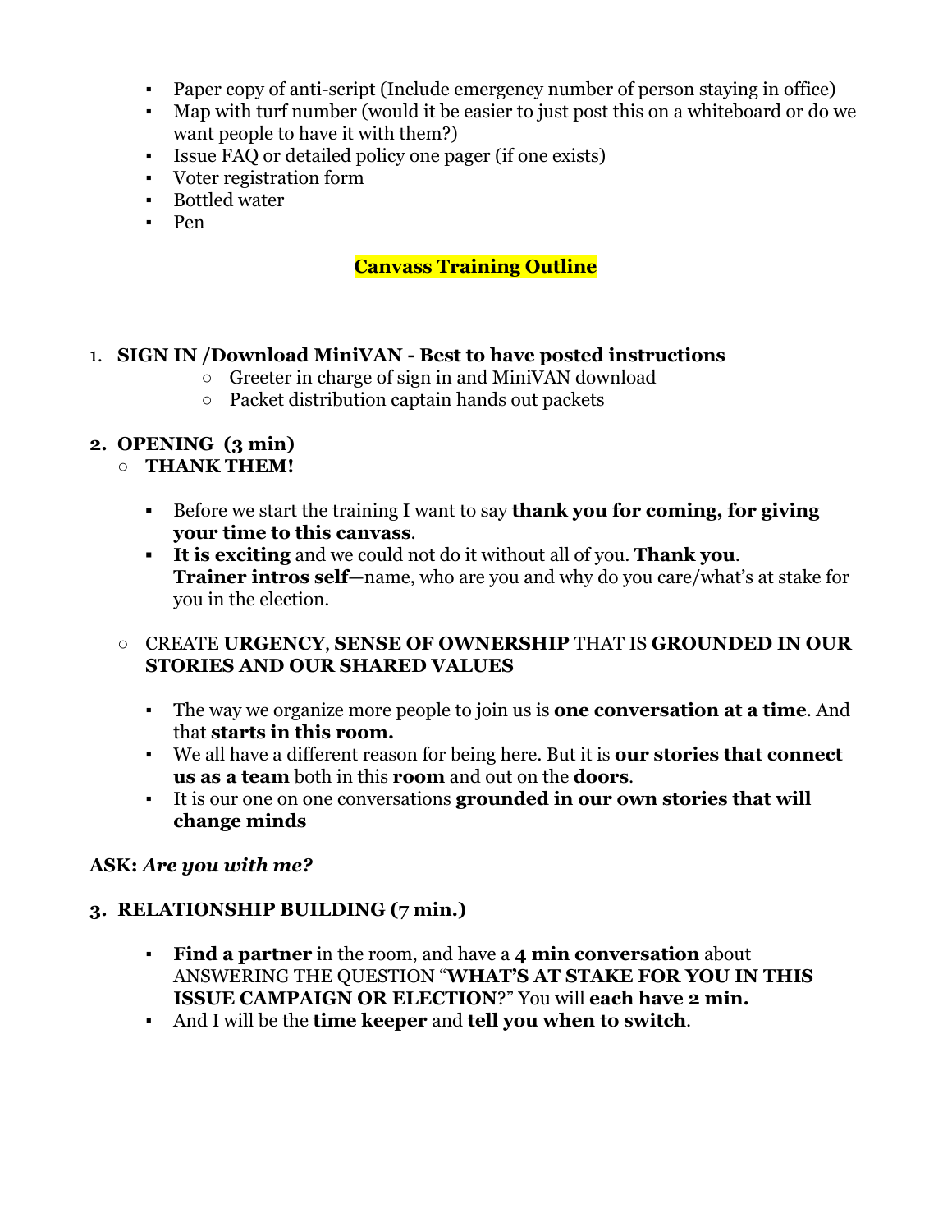- Paper copy of anti-script (Include emergency number of person staying in office)
- Map with turf number (would it be easier to just post this on a whiteboard or do we want people to have it with them?)
- Issue FAQ or detailed policy one pager (if one exists)
- Voter registration form
- Bottled water
- Pen

## Canvass Training Outline

1. **SIGN IN /Download MiniVAN - Best to have posted instructions**
    - Greeter in charge of sign in and MiniVAN download
    - Packet distribution captain hands out packets

2. **OPENING (3 min)**
    - **THANK THEM!**
        - Before we start the training I want to say **thank you for coming, for giving your time to this canvass**.
        - **It is exciting** and we could not do it without all of you. **Thank you**. **Trainer intros self**—name, who are you and why do you care/what's at stake for you in the election.
    - CREATE **URGENCY**, **SENSE OF OWNERSHIP** THAT IS **GROUNDED IN OUR STORIES AND OUR SHARED VALUES**
        - The way we organize more people to join us is **one conversation at a time**. And that **starts in this room.**
        - We all have a different reason for being here. But it is **our stories that connect us as a team** both in this **room** and out on the **doors**.
        - It is our one on one conversations **grounded in our own stories that will change minds**

**ASK:** ***Are you with me?***

3. **RELATIONSHIP BUILDING (7 min.)**
    - **Find a partner** in the room, and have a **4 min conversation** about ANSWERING THE QUESTION "**WHAT'S AT STAKE FOR YOU IN THIS ISSUE CAMPAIGN OR ELECTION**?" You will **each have 2 min.**
    - And I will be the **time keeper** and **tell you when to switch**.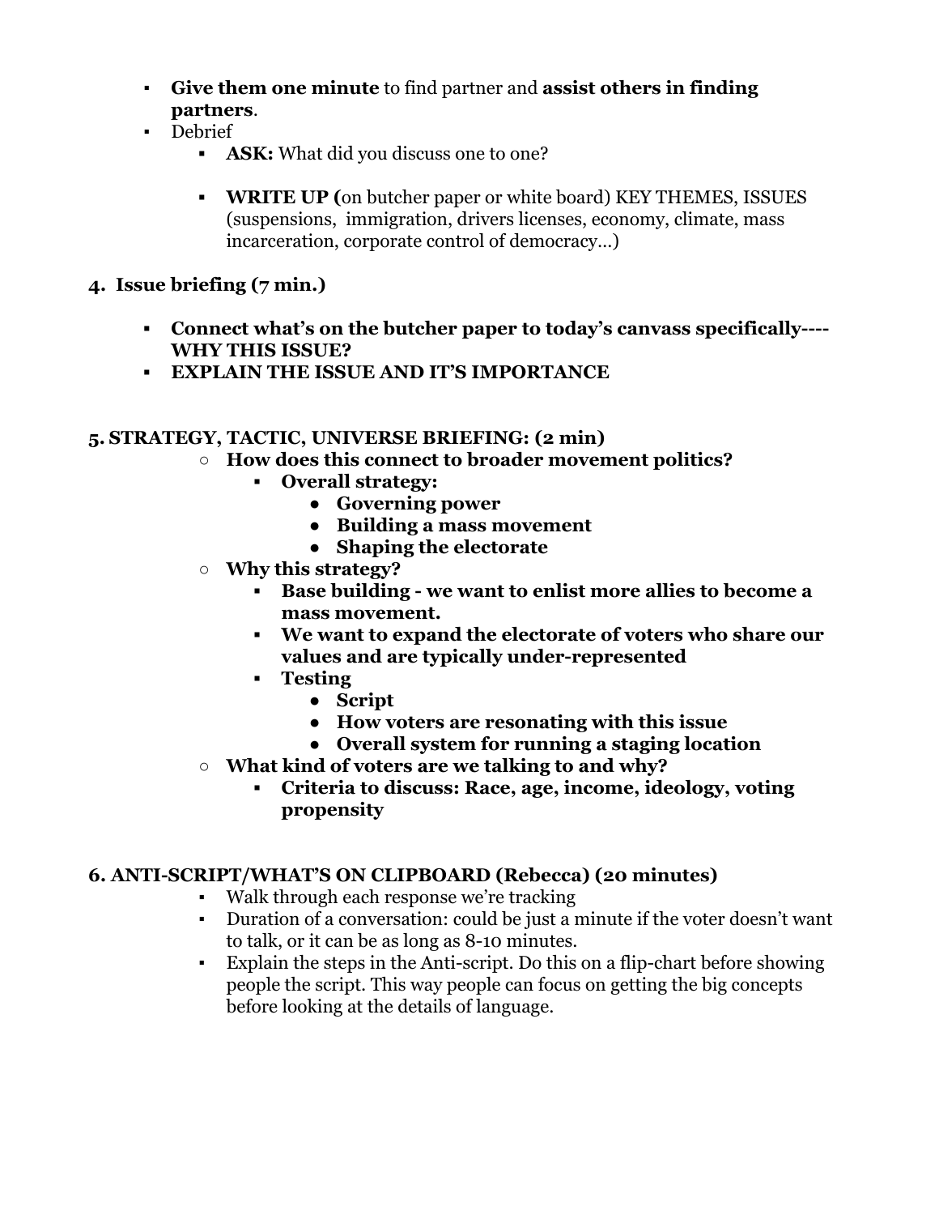- **Give them one minute** to find partner and **assist others in finding partners**.
- Debrief
    - **ASK:** What did you discuss one to one?
    - **WRITE UP (**on butcher paper or white board) KEY THEMES, ISSUES (suspensions, immigration, drivers licenses, economy, climate, mass incarceration, corporate control of democracy…)

**4. Issue briefing (7 min.)**

- **Connect what's on the butcher paper to today's canvass specifically---- WHY THIS ISSUE?**
- **EXPLAIN THE ISSUE AND IT'S IMPORTANCE**

**5. STRATEGY, TACTIC, UNIVERSE BRIEFING: (2 min)**

- **How does this connect to broader movement politics?**
    - **Overall strategy:**
        - **Governing power**
        - **Building a mass movement**
        - **Shaping the electorate**
- **Why this strategy?**
    - **Base building - we want to enlist more allies to become a mass movement.**
    - **We want to expand the electorate of voters who share our values and are typically under-represented**
    - **Testing**
        - **Script**
        - **How voters are resonating with this issue**
        - **Overall system for running a staging location**
- **What kind of voters are we talking to and why?**
    - **Criteria to discuss: Race, age, income, ideology, voting propensity**

**6. ANTI-SCRIPT/WHAT'S ON CLIPBOARD (Rebecca) (20 minutes)**

- Walk through each response we're tracking
- Duration of a conversation: could be just a minute if the voter doesn't want to talk, or it can be as long as 8-10 minutes.
- Explain the steps in the Anti-script. Do this on a flip-chart before showing people the script. This way people can focus on getting the big concepts before looking at the details of language.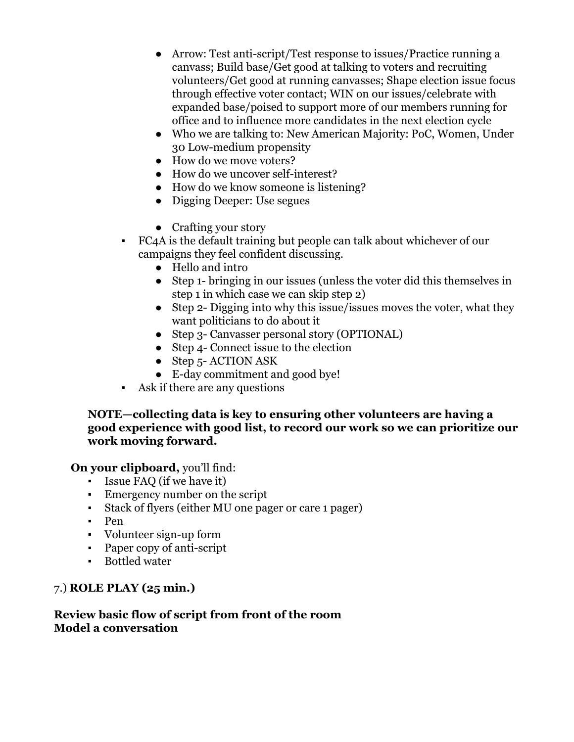- Arrow: Test anti-script/Test response to issues/Practice running a canvass; Build base/Get good at talking to voters and recruiting volunteers/Get good at running canvasses; Shape election issue focus through effective voter contact; WIN on our issues/celebrate with expanded base/poised to support more of our members running for office and to influence more candidates in the next election cycle
- Who we are talking to: New American Majority: PoC, Women, Under 30 Low-medium propensity
- How do we move voters?
- How do we uncover self-interest?
- How do we know someone is listening?
- Digging Deeper: Use segues
- Crafting your story

▪ FC4A is the default training but people can talk about whichever of our campaigns they feel confident discussing.
  - Hello and intro
  - Step 1- bringing in our issues (unless the voter did this themselves in step 1 in which case we can skip step 2)
  - Step 2- Digging into why this issue/issues moves the voter, what they want politicians to do about it
  - Step 3- Canvasser personal story (OPTIONAL)
  - Step 4- Connect issue to the election
  - Step 5- ACTION ASK
  - E-day commitment and good bye!

▪ Ask if there are any questions

**NOTE—collecting data is key to ensuring other volunteers are having a good experience with good list, to record our work so we can prioritize our work moving forward.**

**On your clipboard,** you'll find:

- Issue FAQ (if we have it)
- Emergency number on the script
- Stack of flyers (either MU one pager or care 1 pager)
- Pen
- Volunteer sign-up form
- Paper copy of anti-script
- Bottled water

7.) **ROLE PLAY (25 min.)**

**Review basic flow of script from front of the room**
**Model a conversation**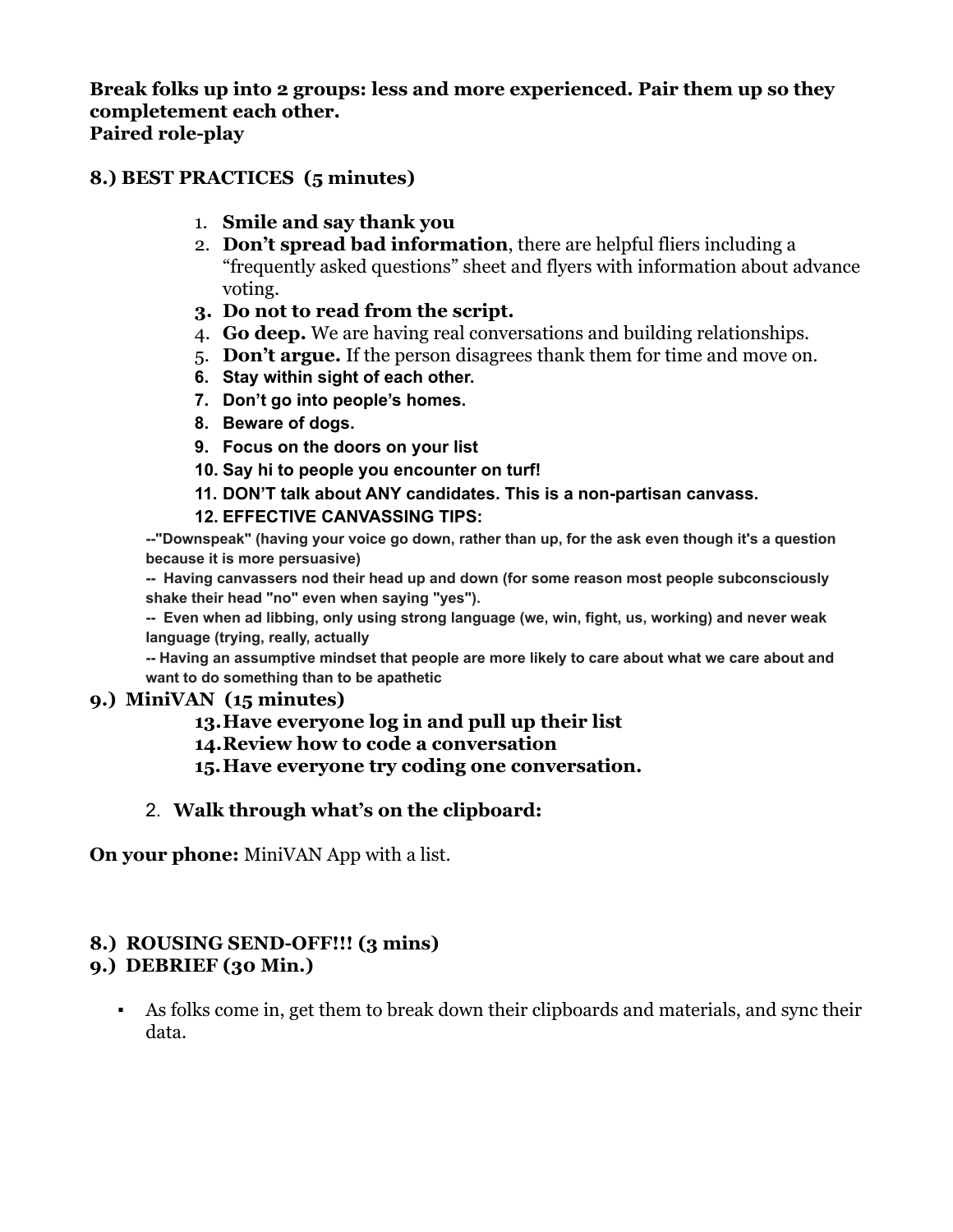**Break folks up into 2 groups: less and more experienced. Pair them up so they completement each other.**
**Paired role-play**

**8.) BEST PRACTICES (5 minutes)**

1. **Smile and say thank you**
2. **Don't spread bad information**, there are helpful fliers including a "frequently asked questions" sheet and flyers with information about advance voting.
3. **Do not to read from the script.**
4. **Go deep.** We are having real conversations and building relationships.
5. **Don't argue.** If the person disagrees thank them for time and move on.
6. **Stay within sight of each other.**
7. **Don't go into people's homes.**
8. **Beware of dogs.**
9. **Focus on the doors on your list**
10. **Say hi to people you encounter on turf!**
11. **DON'T talk about ANY candidates. This is a non-partisan canvass.**
12. **EFFECTIVE CANVASSING TIPS:**

**--"Downspeak" (having your voice go down, rather than up, for the ask even though it's a question because it is more persuasive)**

**-- Having canvassers nod their head up and down (for some reason most people subconsciously shake their head "no" even when saying "yes").**

**-- Even when ad libbing, only using strong language (we, win, fight, us, working) and never weak language (trying, really, actually**

**-- Having an assumptive mindset that people are more likely to care about what we care about and want to do something than to be apathetic**

**9.) MiniVAN (15 minutes)**

13. **Have everyone log in and pull up their list**
14. **Review how to code a conversation**
15. **Have everyone try coding one conversation.**

2. **Walk through what's on the clipboard:**

**On your phone:** MiniVAN App with a list.

**8.) ROUSING SEND-OFF!!! (3 mins)**
**9.) DEBRIEF (30 Min.)**

- As folks come in, get them to break down their clipboards and materials, and sync their data.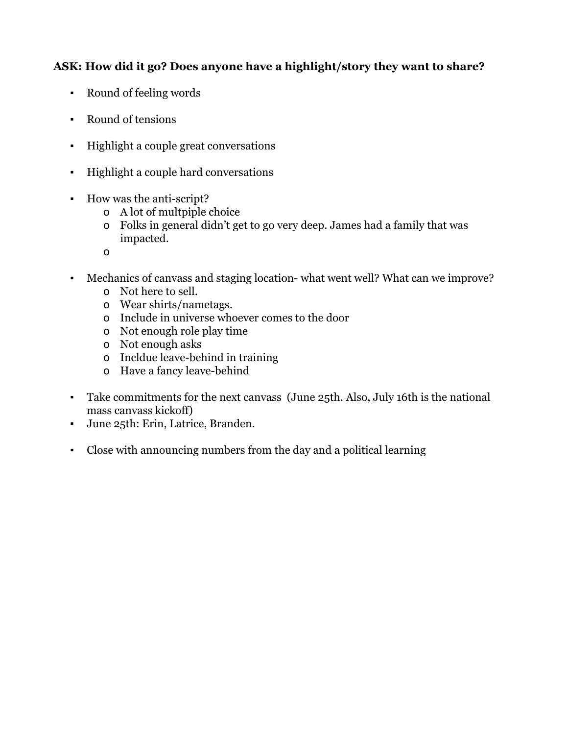**ASK: How did it go? Does anyone have a highlight/story they want to share?**

- Round of feeling words
- Round of tensions
- Highlight a couple great conversations
- Highlight a couple hard conversations
- How was the anti-script?
    - A lot of multpiple choice
    - Folks in general didn't get to go very deep. James had a family that was impacted.
    - 
- Mechanics of canvass and staging location- what went well? What can we improve?
    - Not here to sell.
    - Wear shirts/nametags.
    - Include in universe whoever comes to the door
    - Not enough role play time
    - Not enough asks
    - Incldue leave-behind in training
    - Have a fancy leave-behind
- Take commitments for the next canvass (June 25th. Also, July 16th is the national mass canvass kickoff)
- June 25th: Erin, Latrice, Branden.
- Close with announcing numbers from the day and a political learning